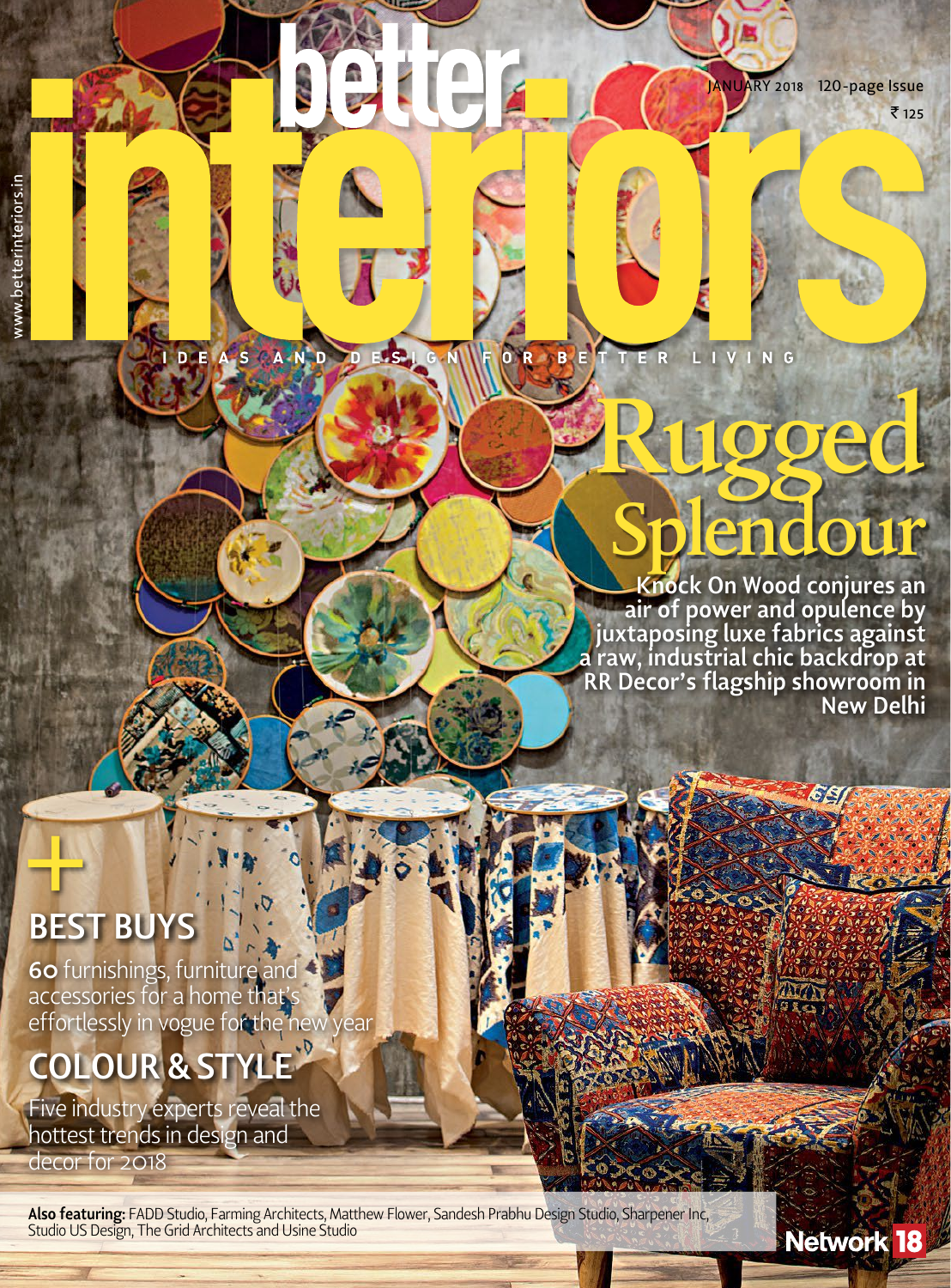www.betterinteriors.in

# better interiors

IDEAS AND DESIGN FOR BETTER LIVING

JANUARY 2018 120-page Issue

₹ 125

## Rugged Splendour

**Knock On Wood conjures an air of power and opulence by juxtaposing luxe fabrics against a raw, industrial chic backdrop at RR Decor's flagship showroom in New Delhi**

+

## BEST BUYS

60 furnishings, furniture and accessories for a home that's effortlessly in vogue for the new year

## COLOUR & STYLE

Five industry experts reveal the hottest trends in design and decor for 2018

**Also featuring:** FADD Studio, Farming Architects, Matthew Flower, Sandesh Prabhu Design Studio, Sharpener Inc, Studio US Design, The Grid Architects and Usine Studio

Network 18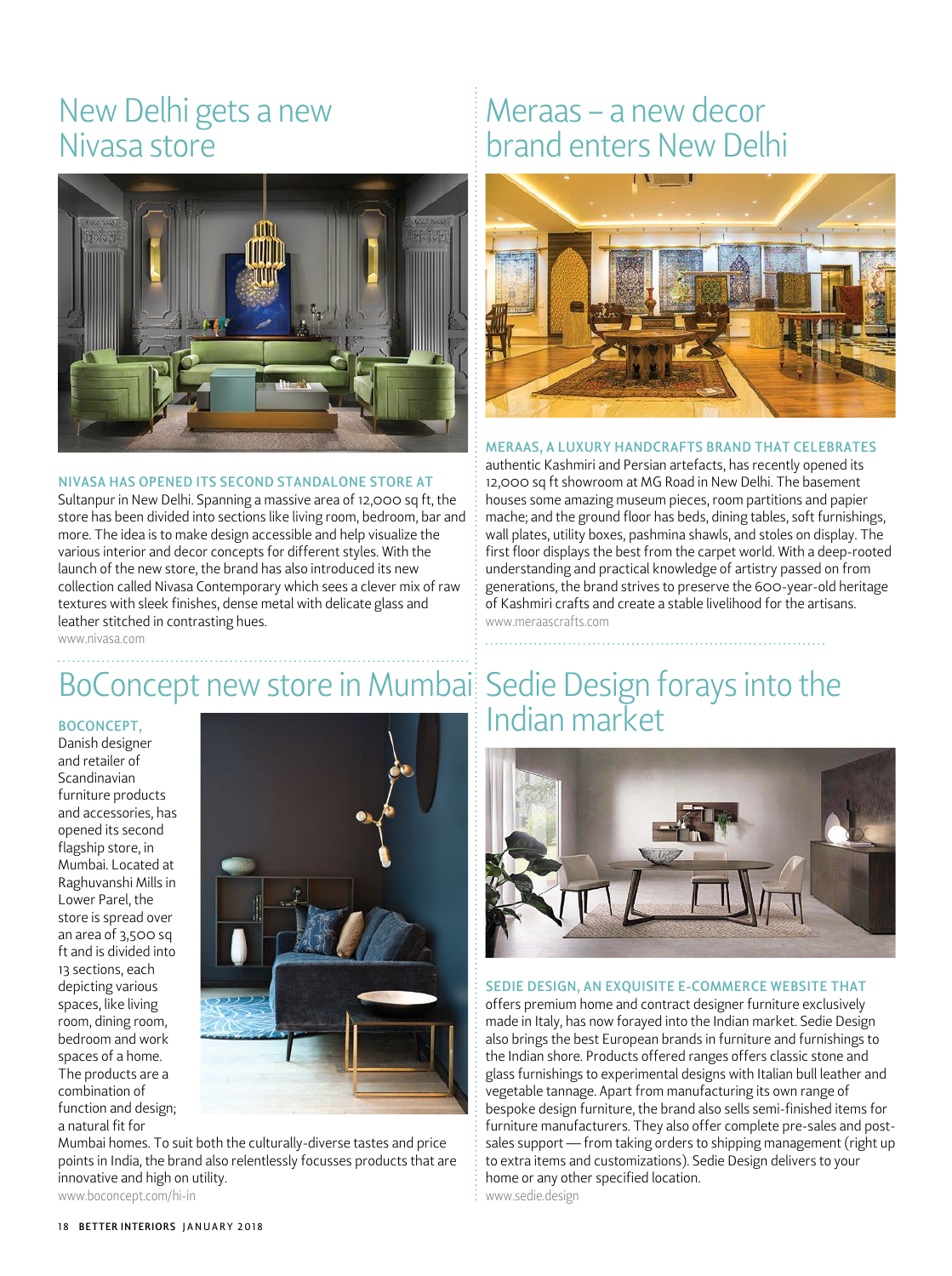# New Delhi gets a new Nivasa store

**NIVASA HAS OPENED ITS SECOND STANDALONE STORE AT** Sultanpur in New Delhi. Spanning a massive area of 12,000 sq ft, the store has been divided into sections like living room, bedroom, bar and more. The idea is to make design accessible and help visualize the various interior and decor concepts for different styles. With the launch of the new store, the brand has also introduced its new collection called Nivasa Contemporary which sees a clever mix of raw textures with sleek finishes, dense metal with delicate glass and leather stitched in contrasting hues.

www.nivasa.com

# Meraas – a new decor brand enters New Delhi

**MERAAS, A LUXURY HANDCRAFTS BRAND THAT CELEBRATES** authentic Kashmiri and Persian artefacts, has recently opened its 12,000 sq ft showroom at MG Road in New Delhi. The basement houses some amazing museum pieces, room partitions and papier mache; and the ground floor has beds, dining tables, soft furnishings, wall plates, utility boxes, pashmina shawls, and stoles on display. The first floor displays the best from the carpet world. With a deep-rooted understanding and practical knowledge of artistry passed on from generations, the brand strives to preserve the 600-year-old heritage of Kashmiri crafts and create a stable livelihood for the artisans.

www.meraascrafts.com

# BoConcept new store in Mumbai

**BOCONCEPT,** Danish designer and retailer of Scandinavian furniture products and accessories, has opened its second flagship store, in Mumbai. Located at Raghuvanshi Mills in Lower Parel, the store is spread over an area of 3,500 sq ft and is divided into 13 sections, each depicting various spaces, like living room, dining room, bedroom and work spaces of a home. The products are a combination of function and design; a natural fit for Mumbai homes. To suit both the culturally-diverse tastes and price points in India, the brand also relentlessly focusses products that are innovative and high on utility.

www.boconcept.com/hi-in

# Sedie Design forays into the Indian market

**SEDIE DESIGN, AN EXQUISITE E-COMMERCE WEBSITE THAT** offers premium home and contract designer furniture exclusively made in Italy, has now forayed into the Indian market. Sedie Design also brings the best European brands in furniture and furnishings to the Indian shore. Products offered ranges offers classic stone and glass furnishings to experimental designs with Italian bull leather and vegetable tannage. Apart from manufacturing its own range of bespoke design furniture, the brand also sells semi-finished items for furniture manufacturers. They also offer complete pre-sales and post-sales support — from taking orders to shipping management (right up to extra items and customizations). Sedie Design delivers to your home or any other specified location.

www.sedie.design